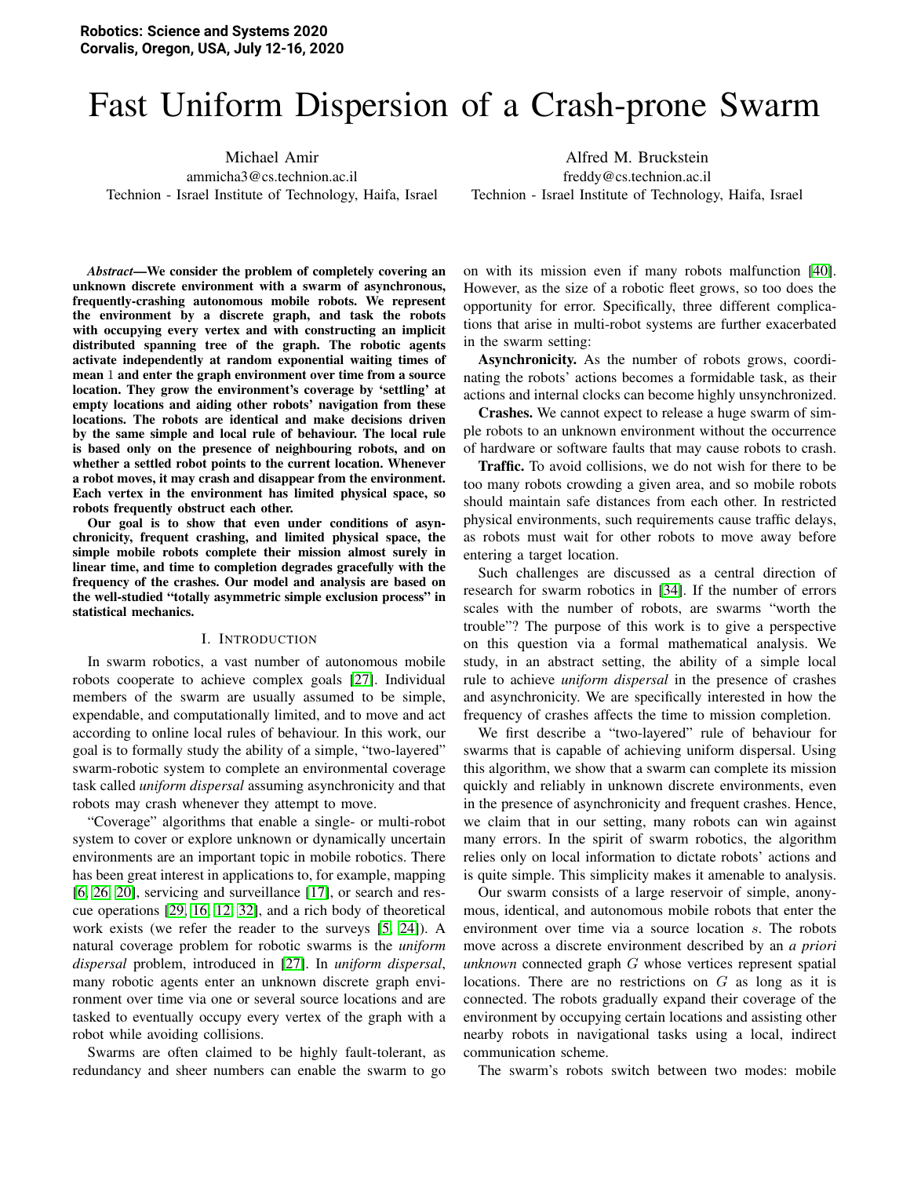# Fast Uniform Dispersion of a Crash-prone Swarm

Michael Amir
ammicha3@cs.technion.ac.il
Technion - Israel Institute of Technology, Haifa, Israel

Alfred M. Bruckstein
freddy@cs.technion.ac.il
Technion - Israel Institute of Technology, Haifa, Israel

***Abstract*—We consider the problem of completely covering an unknown discrete environment with a swarm of asynchronous, frequently-crashing autonomous mobile robots. We represent the environment by a discrete graph, and task the robots with occupying every vertex and with constructing an implicit distributed spanning tree of the graph. The robotic agents activate independently at random exponential waiting times of mean 1 and enter the graph environment over time from a source location. They grow the environment's coverage by 'settling' at empty locations and aiding other robots' navigation from these locations. The robots are identical and make decisions driven by the same simple and local rule of behaviour. The local rule is based only on the presence of neighbouring robots, and on whether a settled robot points to the current location. Whenever a robot moves, it may crash and disappear from the environment. Each vertex in the environment has limited physical space, so robots frequently obstruct each other.**

**Our goal is to show that even under conditions of asynchronicity, frequent crashing, and limited physical space, the simple mobile robots complete their mission almost surely in linear time, and time to completion degrades gracefully with the frequency of the crashes. Our model and analysis are based on the well-studied "totally asymmetric simple exclusion process" in statistical mechanics.**

## I. Introduction

In swarm robotics, a vast number of autonomous mobile robots cooperate to achieve complex goals [27]. Individual members of the swarm are usually assumed to be simple, expendable, and computationally limited, and to move and act according to online local rules of behaviour. In this work, our goal is to formally study the ability of a simple, "two-layered" swarm-robotic system to complete an environmental coverage task called *uniform dispersal* assuming asynchronicity and that robots may crash whenever they attempt to move.

"Coverage" algorithms that enable a single- or multi-robot system to cover or explore unknown or dynamically uncertain environments are an important topic in mobile robotics. There has been great interest in applications to, for example, mapping [6, 26, 20], servicing and surveillance [17], or search and rescue operations [29, 16, 12, 32], and a rich body of theoretical work exists (we refer the reader to the surveys [5, 24]). A natural coverage problem for robotic swarms is the *uniform dispersal* problem, introduced in [27]. In *uniform dispersal*, many robotic agents enter an unknown discrete graph environment over time via one or several source locations and are tasked to eventually occupy every vertex of the graph with a robot while avoiding collisions.

Swarms are often claimed to be highly fault-tolerant, as redundancy and sheer numbers can enable the swarm to go on with its mission even if many robots malfunction [40]. However, as the size of a robotic fleet grows, so too does the opportunity for error. Specifically, three different complications that arise in multi-robot systems are further exacerbated in the swarm setting:

**Asynchronicity.** As the number of robots grows, coordinating the robots' actions becomes a formidable task, as their actions and internal clocks can become highly unsynchronized.

**Crashes.** We cannot expect to release a huge swarm of simple robots to an unknown environment without the occurrence of hardware or software faults that may cause robots to crash.

**Traffic.** To avoid collisions, we do not wish for there to be too many robots crowding a given area, and so mobile robots should maintain safe distances from each other. In restricted physical environments, such requirements cause traffic delays, as robots must wait for other robots to move away before entering a target location.

Such challenges are discussed as a central direction of research for swarm robotics in [34]. If the number of errors scales with the number of robots, are swarms "worth the trouble"? The purpose of this work is to give a perspective on this question via a formal mathematical analysis. We study, in an abstract setting, the ability of a simple local rule to achieve *uniform dispersal* in the presence of crashes and asynchronicity. We are specifically interested in how the frequency of crashes affects the time to mission completion.

We first describe a "two-layered" rule of behaviour for swarms that is capable of achieving uniform dispersal. Using this algorithm, we show that a swarm can complete its mission quickly and reliably in unknown discrete environments, even in the presence of asynchronicity and frequent crashes. Hence, we claim that in our setting, many robots can win against many errors. In the spirit of swarm robotics, the algorithm relies only on local information to dictate robots' actions and is quite simple. This simplicity makes it amenable to analysis.

Our swarm consists of a large reservoir of simple, anonymous, identical, and autonomous mobile robots that enter the environment over time via a source location $s$. The robots move across a discrete environment described by an *a priori unknown* connected graph $G$ whose vertices represent spatial locations. There are no restrictions on $G$ as long as it is connected. The robots gradually expand their coverage of the environment by occupying certain locations and assisting other nearby robots in navigational tasks using a local, indirect communication scheme.

The swarm's robots switch between two modes: mobile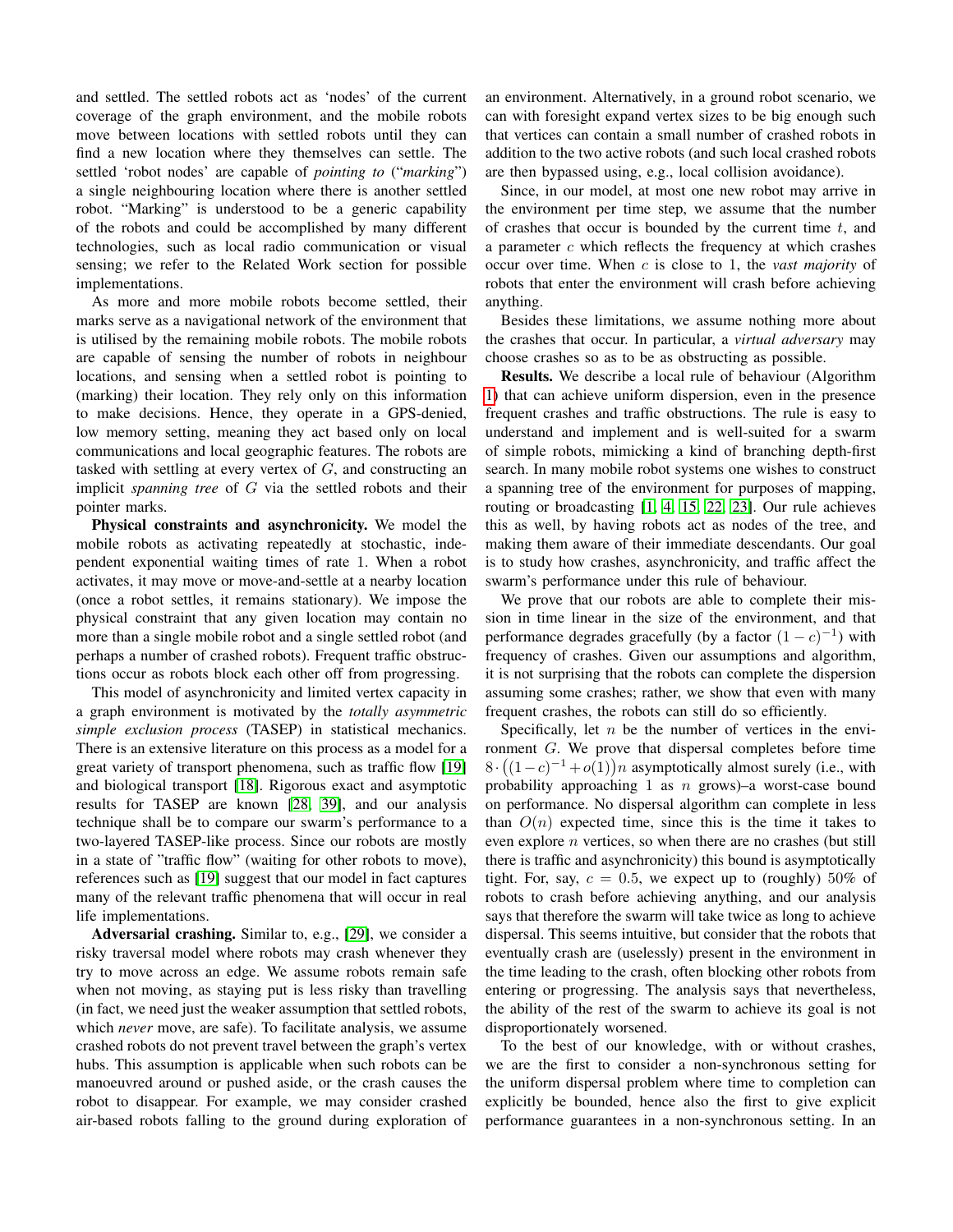and settled. The settled robots act as 'nodes' of the current coverage of the graph environment, and the mobile robots move between locations with settled robots until they can find a new location where they themselves can settle. The settled 'robot nodes' are capable of *pointing to* ("*marking*") a single neighbouring location where there is another settled robot. "Marking" is understood to be a generic capability of the robots and could be accomplished by many different technologies, such as local radio communication or visual sensing; we refer to the Related Work section for possible implementations.

As more and more mobile robots become settled, their marks serve as a navigational network of the environment that is utilised by the remaining mobile robots. The mobile robots are capable of sensing the number of robots in neighbour locations, and sensing when a settled robot is pointing to (marking) their location. They rely only on this information to make decisions. Hence, they operate in a GPS-denied, low memory setting, meaning they act based only on local communications and local geographic features. The robots are tasked with settling at every vertex of $G$, and constructing an implicit *spanning tree* of $G$ via the settled robots and their pointer marks.

**Physical constraints and asynchronicity.** We model the mobile robots as activating repeatedly at stochastic, independent exponential waiting times of rate 1. When a robot activates, it may move or move-and-settle at a nearby location (once a robot settles, it remains stationary). We impose the physical constraint that any given location may contain no more than a single mobile robot and a single settled robot (and perhaps a number of crashed robots). Frequent traffic obstructions occur as robots block each other off from progressing.

This model of asynchronicity and limited vertex capacity in a graph environment is motivated by the *totally asymmetric simple exclusion process* (TASEP) in statistical mechanics. There is an extensive literature on this process as a model for a great variety of transport phenomena, such as traffic flow [19] and biological transport [18]. Rigorous exact and asymptotic results for TASEP are known [28, 39], and our analysis technique shall be to compare our swarm's performance to a two-layered TASEP-like process. Since our robots are mostly in a state of "traffic flow" (waiting for other robots to move), references such as [19] suggest that our model in fact captures many of the relevant traffic phenomena that will occur in real life implementations.

**Adversarial crashing.** Similar to, e.g., [29], we consider a risky traversal model where robots may crash whenever they try to move across an edge. We assume robots remain safe when not moving, as staying put is less risky than travelling (in fact, we need just the weaker assumption that settled robots, which *never* move, are safe). To facilitate analysis, we assume crashed robots do not prevent travel between the graph's vertex hubs. This assumption is applicable when such robots can be manoeuvred around or pushed aside, or the crash causes the robot to disappear. For example, we may consider crashed air-based robots falling to the ground during exploration of an environment. Alternatively, in a ground robot scenario, we can with foresight expand vertex sizes to be big enough such that vertices can contain a small number of crashed robots in addition to the two active robots (and such local crashed robots are then bypassed using, e.g., local collision avoidance).

Since, in our model, at most one new robot may arrive in the environment per time step, we assume that the number of crashes that occur is bounded by the current time $t$, and a parameter $c$ which reflects the frequency at which crashes occur over time. When $c$ is close to 1, the *vast majority* of robots that enter the environment will crash before achieving anything.

Besides these limitations, we assume nothing more about the crashes that occur. In particular, a *virtual adversary* may choose crashes so as to be as obstructing as possible.

**Results.** We describe a local rule of behaviour (Algorithm 1) that can achieve uniform dispersion, even in the presence frequent crashes and traffic obstructions. The rule is easy to understand and implement and is well-suited for a swarm of simple robots, mimicking a kind of branching depth-first search. In many mobile robot systems one wishes to construct a spanning tree of the environment for purposes of mapping, routing or broadcasting [1, 4, 15, 22, 23]. Our rule achieves this as well, by having robots act as nodes of the tree, and making them aware of their immediate descendants. Our goal is to study how crashes, asynchronicity, and traffic affect the swarm's performance under this rule of behaviour.

We prove that our robots are able to complete their mission in time linear in the size of the environment, and that performance degrades gracefully (by a factor $(1-c)^{-1}$) with frequency of crashes. Given our assumptions and algorithm, it is not surprising that the robots can complete the dispersion assuming some crashes; rather, we show that even with many frequent crashes, the robots can still do so efficiently.

Specifically, let $n$ be the number of vertices in the environment $G$. We prove that dispersal completes before time $8 \cdot \big((1-c)^{-1} + o(1)\big)n$ asymptotically almost surely (i.e., with probability approaching 1 as $n$ grows)–a worst-case bound on performance. No dispersal algorithm can complete in less than $O(n)$ expected time, since this is the time it takes to even explore $n$ vertices, so when there are no crashes (but still there is traffic and asynchronicity) this bound is asymptotically tight. For, say, $c = 0.5$, we expect up to (roughly) 50% of robots to crash before achieving anything, and our analysis says that therefore the swarm will take twice as long to achieve dispersal. This seems intuitive, but consider that the robots that eventually crash are (uselessly) present in the environment in the time leading to the crash, often blocking other robots from entering or progressing. The analysis says that nevertheless, the ability of the rest of the swarm to achieve its goal is not disproportionately worsened.

To the best of our knowledge, with or without crashes, we are the first to consider a non-synchronous setting for the uniform dispersal problem where time to completion can explicitly be bounded, hence also the first to give explicit performance guarantees in a non-synchronous setting. In an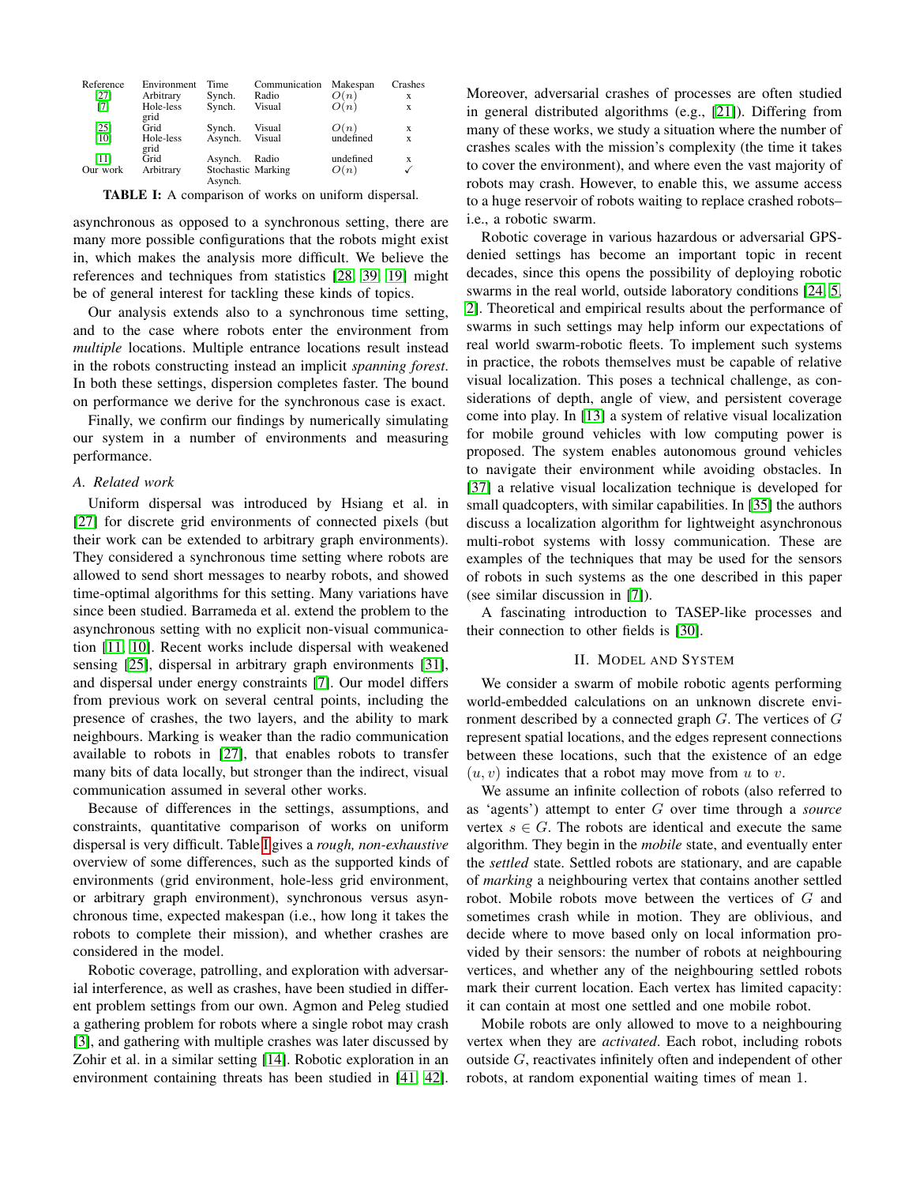| Reference | Environment | Time | Communication | Makespan | Crashes |
|---|---|---|---|---|---|
| [27] | Arbitrary | Synch. | Radio | $O(n)$ | x |
| [7] | Hole-less grid | Synch. | Visual | $O(n)$ | x |
| [25] | Grid | Synch. | Visual | $O(n)$ | x |
| [10] | Hole-less grid | Asynch. | Visual | undefined | x |
| [11] | Grid | Asynch. | Radio | undefined | x |
| Our work | Arbitrary | Stochastic Asynch. | Marking | $O(n)$ | ✓ |

**TABLE I:** A comparison of works on uniform dispersal.

asynchronous as opposed to a synchronous setting, there are many more possible configurations that the robots might exist in, which makes the analysis more difficult. We believe the references and techniques from statistics [28, 39, 19] might be of general interest for tackling these kinds of topics.

Our analysis extends also to a synchronous time setting, and to the case where robots enter the environment from *multiple* locations. Multiple entrance locations result instead in the robots constructing instead an implicit *spanning forest*. In both these settings, dispersion completes faster. The bound on performance we derive for the synchronous case is exact.

Finally, we confirm our findings by numerically simulating our system in a number of environments and measuring performance.

### A. Related work

Uniform dispersal was introduced by Hsiang et al. in [27] for discrete grid environments of connected pixels (but their work can be extended to arbitrary graph environments). They considered a synchronous time setting where robots are allowed to send short messages to nearby robots, and showed time-optimal algorithms for this setting. Many variations have since been studied. Barrameda et al. extend the problem to the asynchronous setting with no explicit non-visual communication [11, 10]. Recent works include dispersal with weakened sensing [25], dispersal in arbitrary graph environments [31], and dispersal under energy constraints [7]. Our model differs from previous work on several central points, including the presence of crashes, the two layers, and the ability to mark neighbours. Marking is weaker than the radio communication available to robots in [27], that enables robots to transfer many bits of data locally, but stronger than the indirect, visual communication assumed in several other works.

Because of differences in the settings, assumptions, and constraints, quantitative comparison of works on uniform dispersal is very difficult. Table I gives a *rough, non-exhaustive* overview of some differences, such as the supported kinds of environments (grid environment, hole-less grid environment, or arbitrary graph environment), synchronous versus asynchronous time, expected makespan (i.e., how long it takes the robots to complete their mission), and whether crashes are considered in the model.

Robotic coverage, patrolling, and exploration with adversarial interference, as well as crashes, have been studied in different problem settings from our own. Agmon and Peleg studied a gathering problem for robots where a single robot may crash [3], and gathering with multiple crashes was later discussed by Zohir et al. in a similar setting [14]. Robotic exploration in an environment containing threats has been studied in [41, 42]. Moreover, adversarial crashes of processes are often studied in general distributed algorithms (e.g., [21]). Differing from many of these works, we study a situation where the number of crashes scales with the mission's complexity (the time it takes to cover the environment), and where even the vast majority of robots may crash. However, to enable this, we assume access to a huge reservoir of robots waiting to replace crashed robots– i.e., a robotic swarm.

Robotic coverage in various hazardous or adversarial GPS-denied settings has become an important topic in recent decades, since this opens the possibility of deploying robotic swarms in the real world, outside laboratory conditions [24, 5, 2]. Theoretical and empirical results about the performance of swarms in such settings may help inform our expectations of real world swarm-robotic fleets. To implement such systems in practice, the robots themselves must be capable of relative visual localization. This poses a technical challenge, as considerations of depth, angle of view, and persistent coverage come into play. In [13] a system of relative visual localization for mobile ground vehicles with low computing power is proposed. The system enables autonomous ground vehicles to navigate their environment while avoiding obstacles. In [37] a relative visual localization technique is developed for small quadcopters, with similar capabilities. In [35] the authors discuss a localization algorithm for lightweight asynchronous multi-robot systems with lossy communication. These are examples of the techniques that may be used for the sensors of robots in such systems as the one described in this paper (see similar discussion in [7]).

A fascinating introduction to TASEP-like processes and their connection to other fields is [30].

## II. Model and System

We consider a swarm of mobile robotic agents performing world-embedded calculations on an unknown discrete environment described by a connected graph $G$. The vertices of $G$ represent spatial locations, and the edges represent connections between these locations, such that the existence of an edge $(u, v)$ indicates that a robot may move from $u$ to $v$.

We assume an infinite collection of robots (also referred to as 'agents') attempt to enter $G$ over time through a *source* vertex $s \in G$. The robots are identical and execute the same algorithm. They begin in the *mobile* state, and eventually enter the *settled* state. Settled robots are stationary, and are capable of *marking* a neighbouring vertex that contains another settled robot. Mobile robots move between the vertices of $G$ and sometimes crash while in motion. They are oblivious, and decide where to move based only on local information provided by their sensors: the number of robots at neighbouring vertices, and whether any of the neighbouring settled robots mark their current location. Each vertex has limited capacity: it can contain at most one settled and one mobile robot.

Mobile robots are only allowed to move to a neighbouring vertex when they are *activated*. Each robot, including robots outside $G$, reactivates infinitely often and independent of other robots, at random exponential waiting times of mean 1.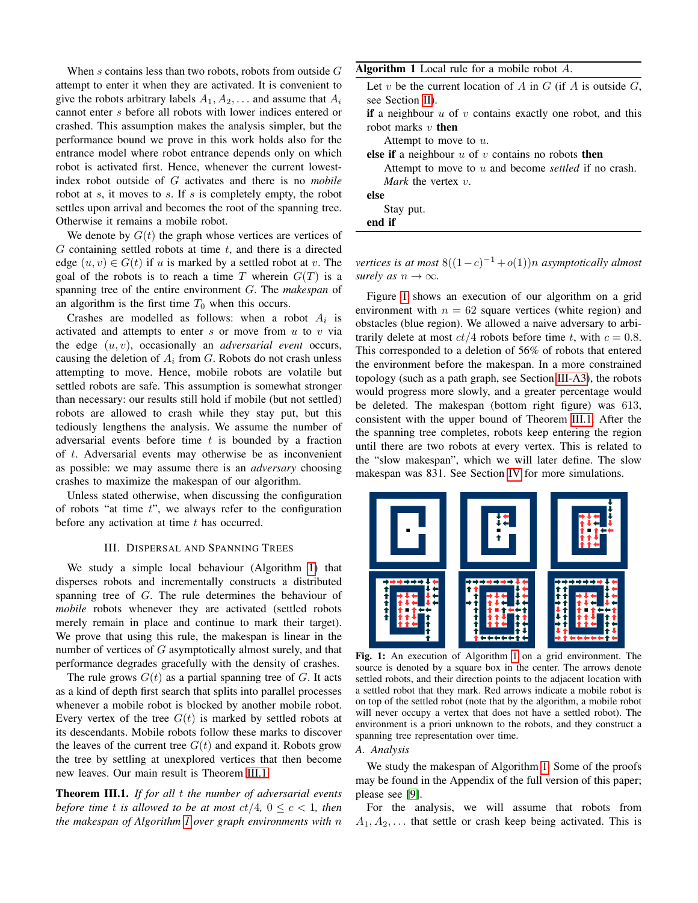When $s$ contains less than two robots, robots from outside $G$ attempt to enter it when they are activated. It is convenient to give the robots arbitrary labels $A_1, A_2, \ldots$ and assume that $A_i$ cannot enter $s$ before all robots with lower indices entered or crashed. This assumption makes the analysis simpler, but the performance bound we prove in this work holds also for the entrance model where robot entrance depends only on which robot is activated first. Hence, whenever the current lowest-index robot outside of $G$ activates and there is no *mobile* robot at $s$, it moves to $s$. If $s$ is completely empty, the robot settles upon arrival and becomes the root of the spanning tree. Otherwise it remains a mobile robot.

We denote by $G(t)$ the graph whose vertices are vertices of $G$ containing settled robots at time $t$, and there is a directed edge $(u, v) \in G(t)$ if $u$ is marked by a settled robot at $v$. The goal of the robots is to reach a time $T$ wherein $G(T)$ is a spanning tree of the entire environment $G$. The *makespan* of an algorithm is the first time $T_0$ when this occurs.

Crashes are modelled as follows: when a robot $A_i$ is activated and attempts to enter $s$ or move from $u$ to $v$ via the edge $(u, v)$, occasionally an *adversarial event* occurs, causing the deletion of $A_i$ from $G$. Robots do not crash unless attempting to move. Hence, mobile robots are volatile but settled robots are safe. This assumption is somewhat stronger than necessary: our results still hold if mobile (but not settled) robots are allowed to crash while they stay put, but this tediously lengthens the analysis. We assume the number of adversarial events before time $t$ is bounded by a fraction of $t$. Adversarial events may otherwise be as inconvenient as possible: we may assume there is an *adversary* choosing crashes to maximize the makespan of our algorithm.

Unless stated otherwise, when discussing the configuration of robots "at time $t$", we always refer to the configuration before any activation at time $t$ has occurred.

## III. Dispersal and Spanning Trees

We study a simple local behaviour (Algorithm 1) that disperses robots and incrementally constructs a distributed spanning tree of $G$. The rule determines the behaviour of *mobile* robots whenever they are activated (settled robots merely remain in place and continue to mark their target). We prove that using this rule, the makespan is linear in the number of vertices of $G$ asymptotically almost surely, and that performance degrades gracefully with the density of crashes.

The rule grows $G(t)$ as a partial spanning tree of $G$. It acts as a kind of depth first search that splits into parallel processes whenever a mobile robot is blocked by another mobile robot. Every vertex of the tree $G(t)$ is marked by settled robots at its descendants. Mobile robots follow these marks to discover the leaves of the current tree $G(t)$ and expand it. Robots grow the tree by settling at unexplored vertices that then become new leaves. Our main result is Theorem III.1.

**Theorem III.1.** *If for all $t$ the number of adversarial events before time $t$ is allowed to be at most $ct/4$, $0 \le c < 1$, then the makespan of Algorithm 1 over graph environments with $n$ vertices is at most $8((1-c)^{-1} + o(1))n$ asymptotically almost surely as $n \to \infty$.*

**Algorithm 1** Local rule for a mobile robot $A$.

Let $v$ be the current location of $A$ in $G$ (if $A$ is outside $G$, see Section II).
**if** a neighbour $u$ of $v$ contains exactly one robot, and this robot marks $v$ **then**
  Attempt to move to $u$.
**else if** a neighbour $u$ of $v$ contains no robots **then**
  Attempt to move to $u$ and become *settled* if no crash.
  *Mark* the vertex $v$.
**else**
  Stay put.
**end if**

Figure 1 shows an execution of our algorithm on a grid environment with $n = 62$ square vertices (white region) and obstacles (blue region). We allowed a naive adversary to arbitrarily delete at most $ct/4$ robots before time $t$, with $c = 0.8$. This corresponded to a deletion of 56% of robots that entered the environment before the makespan. In a more constrained topology (such as a path graph, see Section III-A3), the robots would progress more slowly, and a greater percentage would be deleted. The makespan (bottom right figure) was 613, consistent with the upper bound of Theorem III.1. After the the spanning tree completes, robots keep entering the region until there are two robots at every vertex. This is related to the "slow makespan", which we will later define. The slow makespan was 831. See Section IV for more simulations.

**Fig. 1:** An execution of Algorithm 1 on a grid environment. The source is denoted by a square box in the center. The arrows denote settled robots, and their direction points to the adjacent location with a settled robot that they mark. Red arrows indicate a mobile robot is on top of the settled robot (note that by the algorithm, a mobile robot will never occupy a vertex that does not have a settled robot). The environment is a priori unknown to the robots, and they construct a spanning tree representation over time.

### A. Analysis

We study the makespan of Algorithm 1. Some of the proofs may be found in the Appendix of the full version of this paper; please see [9].

For the analysis, we will assume that robots from $A_1, A_2, \ldots$ that settle or crash keep being activated. This is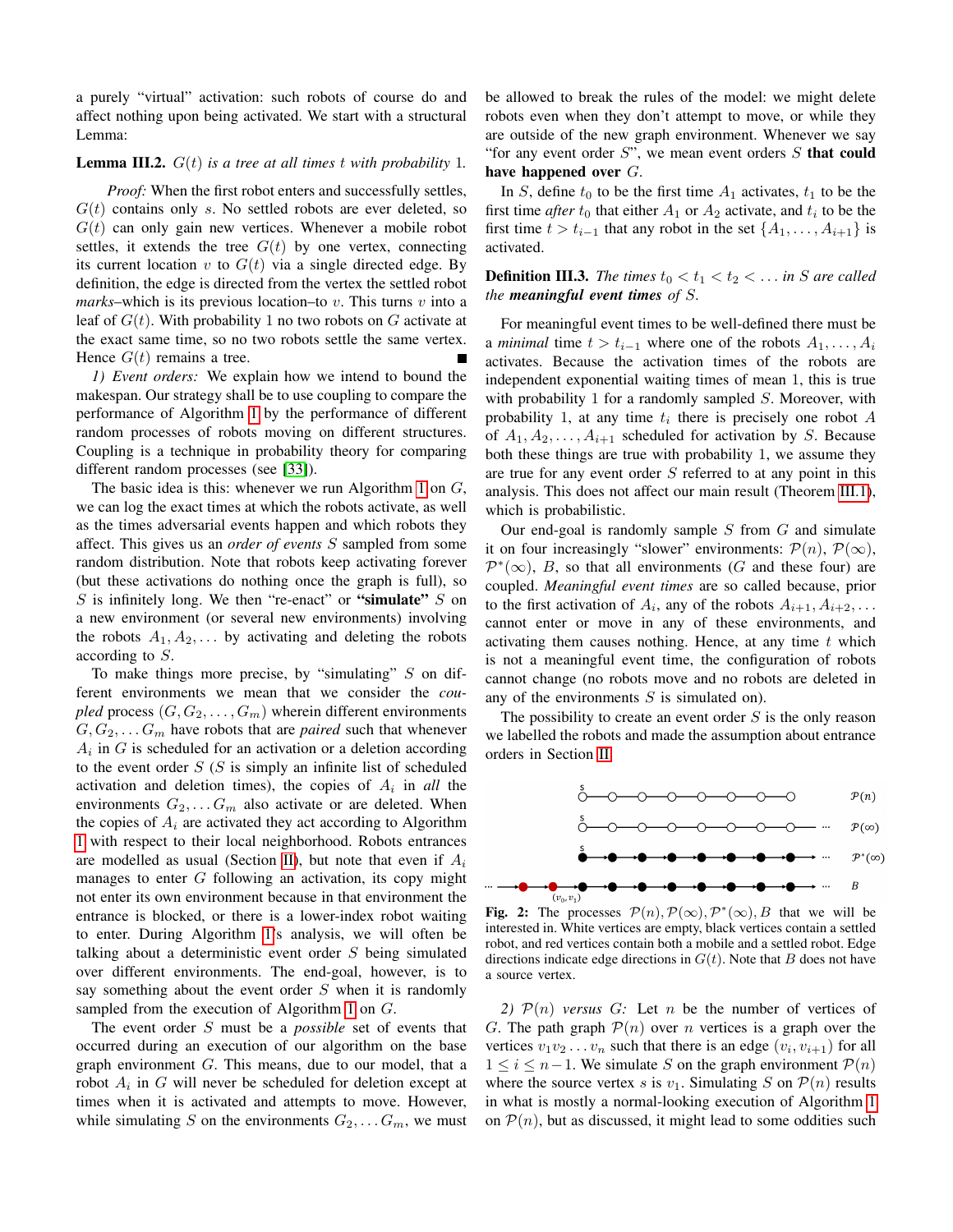a purely "virtual" activation: such robots of course do and affect nothing upon being activated. We start with a structural Lemma:

**Lemma III.2.** *$G(t)$ is a tree at all times $t$ with probability 1.*

*Proof:* When the first robot enters and successfully settles, $G(t)$ contains only $s$. No settled robots are ever deleted, so $G(t)$ can only gain new vertices. Whenever a mobile robot settles, it extends the tree $G(t)$ by one vertex, connecting its current location $v$ to $G(t)$ via a single directed edge. By definition, the edge is directed from the vertex the settled robot *marks*–which is its previous location–to $v$. This turns $v$ into a leaf of $G(t)$. With probability 1 no two robots on $G$ activate at the exact same time, so no two robots settle the same vertex. Hence $G(t)$ remains a tree. ∎

*1) Event orders:* We explain how we intend to bound the makespan. Our strategy shall be to use coupling to compare the performance of Algorithm 1 by the performance of different random processes of robots moving on different structures. Coupling is a technique in probability theory for comparing different random processes (see [33]).

The basic idea is this: whenever we run Algorithm 1 on $G$, we can log the exact times at which the robots activate, as well as the times adversarial events happen and which robots they affect. This gives us an *order of events* $S$ sampled from some random distribution. Note that robots keep activating forever (but these activations do nothing once the graph is full), so $S$ is infinitely long. We then "re-enact" or **"simulate"** $S$ on a new environment (or several new environments) involving the robots $A_1, A_2, \ldots$ by activating and deleting the robots according to $S$.

To make things more precise, by "simulating" $S$ on different environments we mean that we consider the *coupled* process $(G, G_2, \ldots, G_m)$ wherein different environments $G, G_2, \ldots G_m$ have robots that are *paired* such that whenever $A_i$ in $G$ is scheduled for an activation or a deletion according to the event order $S$ ($S$ is simply an infinite list of scheduled activation and deletion times), the copies of $A_i$ in *all* the environments $G_2, \ldots G_m$ also activate or are deleted. When the copies of $A_i$ are activated they act according to Algorithm 1 with respect to their local neighborhood. Robots entrances are modelled as usual (Section II), but note that even if $A_i$ manages to enter $G$ following an activation, its copy might not enter its own environment because in that environment the entrance is blocked, or there is a lower-index robot waiting to enter. During Algorithm 1's analysis, we will often be talking about a deterministic event order $S$ being simulated over different environments. The end-goal, however, is to say something about the event order $S$ when it is randomly sampled from the execution of Algorithm 1 on $G$.

The event order $S$ must be a *possible* set of events that occurred during an execution of our algorithm on the base graph environment $G$. This means, due to our model, that a robot $A_i$ in $G$ will never be scheduled for deletion except at times when it is activated and attempts to move. However, while simulating $S$ on the environments $G_2, \ldots G_m$, we must be allowed to break the rules of the model: we might delete robots even when they don't attempt to move, or while they are outside of the new graph environment. Whenever we say "for any event order $S$", we mean event orders $S$ **that could have happened over** $G$.

In $S$, define $t_0$ to be the first time $A_1$ activates, $t_1$ to be the first time *after* $t_0$ that either $A_1$ or $A_2$ activate, and $t_i$ to be the first time $t > t_{i-1}$ that any robot in the set $\{A_1, \ldots, A_{i+1}\}$ is activated.

**Definition III.3.** *The times $t_0 < t_1 < t_2 < \ldots$ in $S$ are called the **meaningful event times** of $S$.*

For meaningful event times to be well-defined there must be a *minimal* time $t > t_{i-1}$ where one of the robots $A_1, \ldots, A_i$ activates. Because the activation times of the robots are independent exponential waiting times of mean 1, this is true with probability 1 for a randomly sampled $S$. Moreover, with probability 1, at any time $t_i$ there is precisely one robot $A$ of $A_1, A_2, \ldots, A_{i+1}$ scheduled for activation by $S$. Because both these things are true with probability 1, we assume they are true for any event order $S$ referred to at any point in this analysis. This does not affect our main result (Theorem III.1), which is probabilistic.

Our end-goal is randomly sample $S$ from $G$ and simulate it on four increasingly "slower" environments: $\mathcal{P}(n)$, $\mathcal{P}(\infty)$, $\mathcal{P}^*(\infty)$, $B$, so that all environments ($G$ and these four) are coupled. *Meaningful event times* are so called because, prior to the first activation of $A_i$, any of the robots $A_{i+1}, A_{i+2}, \ldots$ cannot enter or move in any of these environments, and activating them causes nothing. Hence, at any time $t$ which is not a meaningful event time, the configuration of robots cannot change (no robots move and no robots are deleted in any of the environments $S$ is simulated on).

The possibility to create an event order $S$ is the only reason we labelled the robots and made the assumption about entrance orders in Section II.

Fig. 2: The processes $\mathcal{P}(n), \mathcal{P}(\infty), \mathcal{P}^*(\infty), B$ that we will be interested in. White vertices are empty, black vertices contain a settled robot, and red vertices contain both a mobile and a settled robot. Edge directions indicate edge directions in $G(t)$. Note that $B$ does not have a source vertex.

*2) $\mathcal{P}(n)$ versus $G$:* Let $n$ be the number of vertices of $G$. The path graph $\mathcal{P}(n)$ over $n$ vertices is a graph over the vertices $v_1 v_2 \ldots v_n$ such that there is an edge $(v_i, v_{i+1})$ for all $1 \leq i \leq n-1$. We simulate $S$ on the graph environment $\mathcal{P}(n)$ where the source vertex $s$ is $v_1$. Simulating $S$ on $\mathcal{P}(n)$ results in what is mostly a normal-looking execution of Algorithm 1 on $\mathcal{P}(n)$, but as discussed, it might lead to some oddities such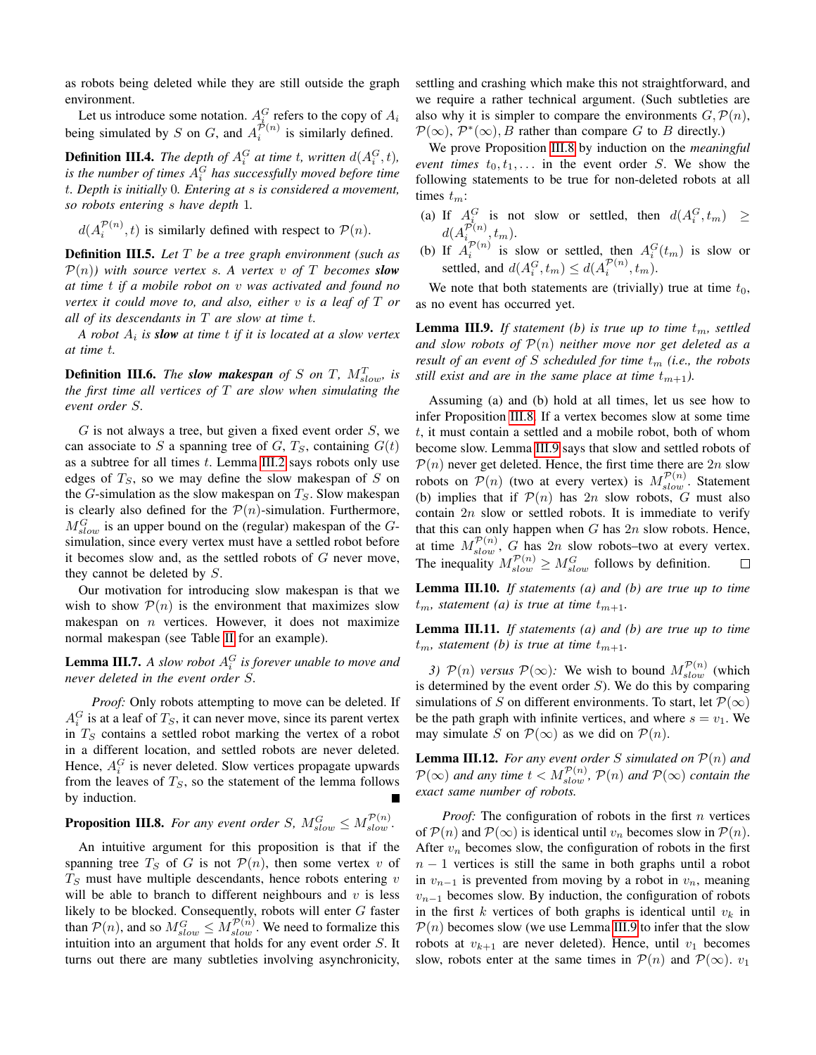as robots being deleted while they are still outside the graph environment.

Let us introduce some notation. $A_i^G$ refers to the copy of $A_i$ being simulated by $S$ on $G$, and $A_i^{\mathcal{P}(n)}$ is similarly defined.

**Definition III.4.** *The depth of $A_i^G$ at time $t$, written $d(A_i^G, t)$, is the number of times $A_i^G$ has successfully moved before time $t$. Depth is initially 0. Entering at $s$ is considered a movement, so robots entering $s$ have depth 1.*

$d(A_i^{\mathcal{P}(n)}, t)$ is similarly defined with respect to $\mathcal{P}(n)$.

**Definition III.5.** *Let $T$ be a tree graph environment (such as $\mathcal{P}(n)$) with source vertex $s$. A vertex $v$ of $T$ becomes **slow** at time $t$ if a mobile robot on $v$ was activated and found no vertex it could move to, and also, either $v$ is a leaf of $T$ or all of its descendants in $T$ are slow at time $t$.*

*A robot $A_i$ is **slow** at time $t$ if it is located at a slow vertex at time $t$.*

**Definition III.6.** *The **slow makespan** of $S$ on $T$, $M_{slow}^T$, is the first time all vertices of $T$ are slow when simulating the event order $S$.*

$G$ is not always a tree, but given a fixed event order $S$, we can associate to $S$ a spanning tree of $G$, $T_S$, containing $G(t)$ as a subtree for all times $t$. Lemma III.2 says robots only use edges of $T_S$, so we may define the slow makespan of $S$ on the $G$-simulation as the slow makespan on $T_S$. Slow makespan is clearly also defined for the $\mathcal{P}(n)$-simulation. Furthermore, $M_{slow}^G$ is an upper bound on the (regular) makespan of the $G$-simulation, since every vertex must have a settled robot before it becomes slow and, as the settled robots of $G$ never move, they cannot be deleted by $S$.

Our motivation for introducing slow makespan is that we wish to show $\mathcal{P}(n)$ is the environment that maximizes slow makespan on $n$ vertices. However, it does not maximize normal makespan (see Table II for an example).

**Lemma III.7.** *A slow robot $A_i^G$ is forever unable to move and never deleted in the event order $S$.*

*Proof:* Only robots attempting to move can be deleted. If $A_i^G$ is at a leaf of $T_S$, it can never move, since its parent vertex in $T_S$ contains a settled robot marking the vertex of a robot in a different location, and settled robots are never deleted. Hence, $A_i^G$ is never deleted. Slow vertices propagate upwards from the leaves of $T_S$, so the statement of the lemma follows by induction. ∎

**Proposition III.8.** *For any event order $S$, $M_{slow}^G \leq M_{slow}^{\mathcal{P}(n)}$.*

An intuitive argument for this proposition is that if the spanning tree $T_S$ of $G$ is not $\mathcal{P}(n)$, then some vertex $v$ of $T_S$ must have multiple descendants, hence robots entering $v$ will be able to branch to different neighbours and $v$ is less likely to be blocked. Consequently, robots will enter $G$ faster than $\mathcal{P}(n)$, and so $M_{slow}^G \leq M_{slow}^{\mathcal{P}(n)}$. We need to formalize this intuition into an argument that holds for any event order $S$. It turns out there are many subtleties involving asynchronicity, settling and crashing which make this not straightforward, and we require a rather technical argument. (Such subtleties are also why it is simpler to compare the environments $G, \mathcal{P}(n)$, $\mathcal{P}(\infty)$, $\mathcal{P}^*(\infty)$, $B$ rather than compare $G$ to $B$ directly.)

We prove Proposition III.8 by induction on the *meaningful event times* $t_0, t_1, \ldots$ in the event order $S$. We show the following statements to be true for non-deleted robots at all times $t_m$:

(a) If $A_i^G$ is not slow or settled, then $d(A_i^G, t_m) \geq d(A_i^{\mathcal{P}(n)}, t_m)$.

(b) If $A_i^{\mathcal{P}(n)}$ is slow or settled, then $A_i^G(t_m)$ is slow or settled, and $d(A_i^G, t_m) \leq d(A_i^{\mathcal{P}(n)}, t_m)$.

We note that both statements are (trivially) true at time $t_0$, as no event has occurred yet.

**Lemma III.9.** *If statement (b) is true up to time $t_m$, settled and slow robots of $\mathcal{P}(n)$ neither move nor get deleted as a result of an event of $S$ scheduled for time $t_m$ (i.e., the robots still exist and are in the same place at time $t_{m+1}$).*

Assuming (a) and (b) hold at all times, let us see how to infer Proposition III.8. If a vertex becomes slow at some time $t$, it must contain a settled and a mobile robot, both of whom become slow. Lemma III.9 says that slow and settled robots of $\mathcal{P}(n)$ never get deleted. Hence, the first time there are $2n$ slow robots on $\mathcal{P}(n)$ (two at every vertex) is $M_{slow}^{\mathcal{P}(n)}$. Statement (b) implies that if $\mathcal{P}(n)$ has $2n$ slow robots, $G$ must also contain $2n$ slow or settled robots. It is immediate to verify that this can only happen when $G$ has $2n$ slow robots. Hence, at time $M_{slow}^{\mathcal{P}(n)}$, $G$ has $2n$ slow robots–two at every vertex. The inequality $M_{slow}^{\mathcal{P}(n)} \geq M_{slow}^G$ follows by definition. □

**Lemma III.10.** *If statements (a) and (b) are true up to time $t_m$, statement (a) is true at time $t_{m+1}$.*

**Lemma III.11.** *If statements (a) and (b) are true up to time $t_m$, statement (b) is true at time $t_{m+1}$.*

*3) $\mathcal{P}(n)$ versus $\mathcal{P}(\infty)$:* We wish to bound $M_{slow}^{\mathcal{P}(n)}$ (which is determined by the event order $S$). We do this by comparing simulations of $S$ on different environments. To start, let $\mathcal{P}(\infty)$ be the path graph with infinite vertices, and where $s = v_1$. We may simulate $S$ on $\mathcal{P}(\infty)$ as we did on $\mathcal{P}(n)$.

**Lemma III.12.** *For any event order $S$ simulated on $\mathcal{P}(n)$ and $\mathcal{P}(\infty)$ and any time $t < M_{slow}^{\mathcal{P}(n)}$, $\mathcal{P}(n)$ and $\mathcal{P}(\infty)$ contain the exact same number of robots.*

*Proof:* The configuration of robots in the first $n$ vertices of $\mathcal{P}(n)$ and $\mathcal{P}(\infty)$ is identical until $v_n$ becomes slow in $\mathcal{P}(n)$. After $v_n$ becomes slow, the configuration of robots in the first $n-1$ vertices is still the same in both graphs until a robot in $v_{n-1}$ is prevented from moving by a robot in $v_n$, meaning $v_{n-1}$ becomes slow. By induction, the configuration of robots in the first $k$ vertices of both graphs is identical until $v_k$ in $\mathcal{P}(n)$ becomes slow (we use Lemma III.9 to infer that the slow robots at $v_{k+1}$ are never deleted). Hence, until $v_1$ becomes slow, robots enter at the same times in $\mathcal{P}(n)$ and $\mathcal{P}(\infty)$. $v_1$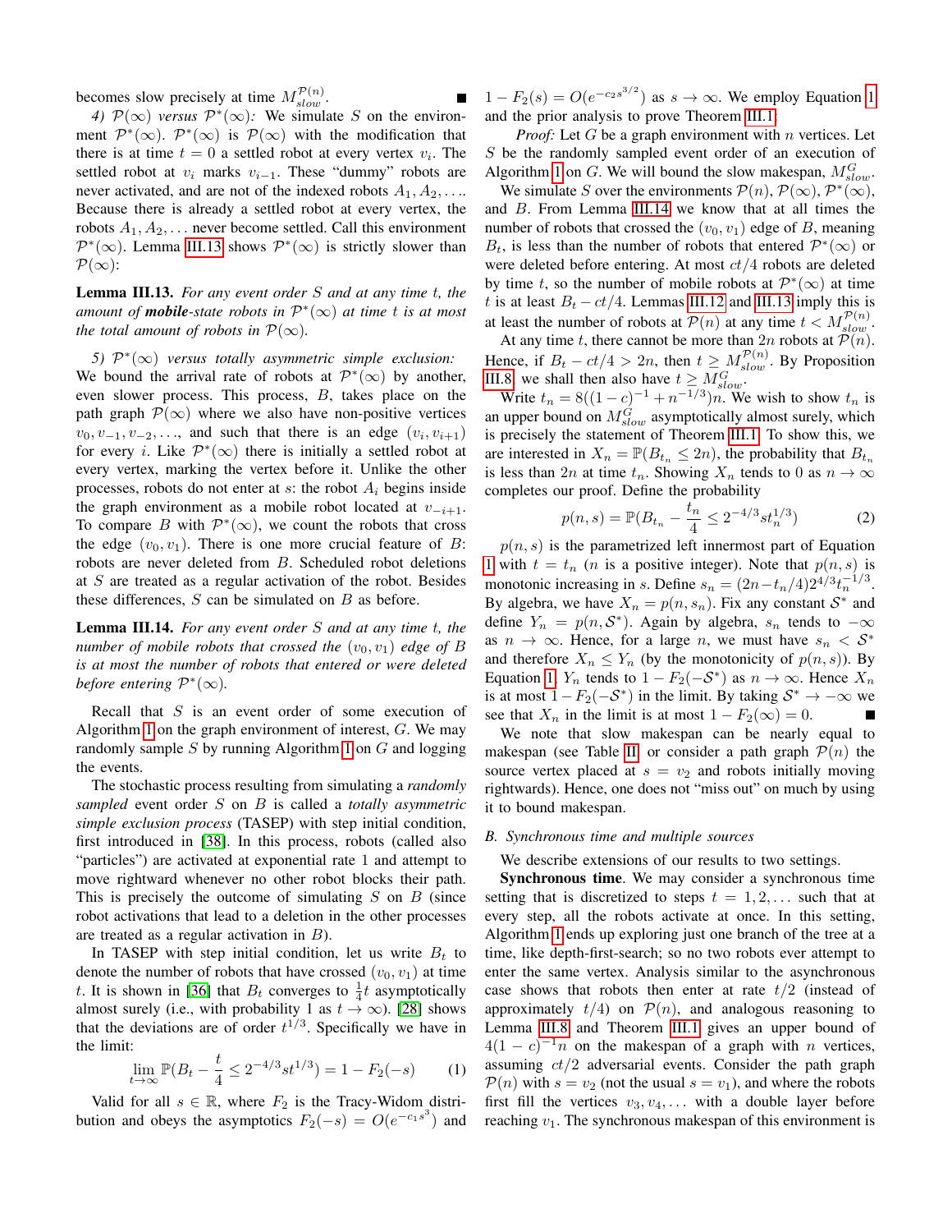becomes slow precisely at time $M_{slow}^{\mathcal{P}(n)}$. ∎

*4) $\mathcal{P}(\infty)$ versus $\mathcal{P}^*(\infty)$:* We simulate $S$ on the environment $\mathcal{P}^*(\infty)$. $\mathcal{P}^*(\infty)$ is $\mathcal{P}(\infty)$ with the modification that there is at time $t = 0$ a settled robot at every vertex $v_i$. The settled robot at $v_i$ marks $v_{i-1}$. These "dummy" robots are never activated, and are not of the indexed robots $A_1, A_2, \ldots$. Because there is already a settled robot at every vertex, the robots $A_1, A_2, \ldots$ never become settled. Call this environment $\mathcal{P}^*(\infty)$. Lemma III.13 shows $\mathcal{P}^*(\infty)$ is strictly slower than $\mathcal{P}(\infty)$:

**Lemma III.13.** *For any event order $S$ and at any time $t$, the amount of **mobile**-state robots in $\mathcal{P}^*(\infty)$ at time $t$ is at most the total amount of robots in $\mathcal{P}(\infty)$.*

*5) $\mathcal{P}^*(\infty)$ versus totally asymmetric simple exclusion:* We bound the arrival rate of robots at $\mathcal{P}^*(\infty)$ by another, even slower process. This process, $B$, takes place on the path graph $\mathcal{P}(\infty)$ where we also have non-positive vertices $v_0, v_{-1}, v_{-2}, \ldots$, and such that there is an edge $(v_i, v_{i+1})$ for every $i$. Like $\mathcal{P}^*(\infty)$ there is initially a settled robot at every vertex, marking the vertex before it. Unlike the other processes, robots do not enter at $s$: the robot $A_i$ begins inside the graph environment as a mobile robot located at $v_{-i+1}$. To compare $B$ with $\mathcal{P}^*(\infty)$, we count the robots that cross the edge $(v_0, v_1)$. There is one more crucial feature of $B$: robots are never deleted from $B$. Scheduled robot deletions at $S$ are treated as a regular activation of the robot. Besides these differences, $S$ can be simulated on $B$ as before.

**Lemma III.14.** *For any event order $S$ and at any time $t$, the number of mobile robots that crossed the $(v_0, v_1)$ edge of $B$ is at most the number of robots that entered or were deleted before entering $\mathcal{P}^*(\infty)$.*

Recall that $S$ is an event order of some execution of Algorithm 1 on the graph environment of interest, $G$. We may randomly sample $S$ by running Algorithm 1 on $G$ and logging the events.

The stochastic process resulting from simulating a *randomly sampled* event order $S$ on $B$ is called a *totally asymmetric simple exclusion process* (TASEP) with step initial condition, first introduced in [38]. In this process, robots (called also "particles") are activated at exponential rate 1 and attempt to move rightward whenever no other robot blocks their path. This is precisely the outcome of simulating $S$ on $B$ (since robot activations that lead to a deletion in the other processes are treated as a regular activation in $B$).

In TASEP with step initial condition, let us write $B_t$ to denote the number of robots that have crossed $(v_0, v_1)$ at time $t$. It is shown in [36] that $B_t$ converges to $\frac{1}{4}t$ asymptotically almost surely (i.e., with probability 1 as $t \to \infty$). [28] shows that the deviations are of order $t^{1/3}$. Specifically we have in the limit:

$$\lim_{t\to\infty} \mathbb{P}(B_t - \frac{t}{4} \le 2^{-4/3} s t^{1/3}) = 1 - F_2(-s) \tag{1}$$

Valid for all $s \in \mathbb{R}$, where $F_2$ is the Tracy-Widom distribution and obeys the asymptotics $F_2(-s) = O(e^{-c_1 s^3})$ and $1 - F_2(s) = O(e^{-c_2 s^{3/2}})$ as $s \to \infty$. We employ Equation 1 and the prior analysis to prove Theorem III.1.

*Proof:* Let $G$ be a graph environment with $n$ vertices. Let $S$ be the randomly sampled event order of an execution of Algorithm 1 on $G$. We will bound the slow makespan, $M_{slow}^G$.

We simulate $S$ over the environments $\mathcal{P}(n)$, $\mathcal{P}(\infty)$, $\mathcal{P}^*(\infty)$, and $B$. From Lemma III.14 we know that at all times the number of robots that crossed the $(v_0, v_1)$ edge of $B$, meaning $B_t$, is less than the number of robots that entered $\mathcal{P}^*(\infty)$ or were deleted before entering. At most $ct/4$ robots are deleted by time $t$, so the number of mobile robots at $\mathcal{P}^*(\infty)$ at time $t$ is at least $B_t - ct/4$. Lemmas III.12 and III.13 imply this is at least the number of robots at $\mathcal{P}(n)$ at any time $t < M_{slow}^{\mathcal{P}(n)}$.

At any time $t$, there cannot be more than $2n$ robots at $\mathcal{P}(n)$. Hence, if $B_t - ct/4 > 2n$, then $t \ge M_{slow}^{\mathcal{P}(n)}$. By Proposition III.8, we shall then also have $t \ge M_{slow}^G$.

Write $t_n = 8((1-c)^{-1} + n^{-1/3})n$. We wish to show $t_n$ is an upper bound on $M_{slow}^G$ asymptotically almost surely, which is precisely the statement of Theorem III.1. To show this, we are interested in $X_n = \mathbb{P}(B_{t_n} \le 2n)$, the probability that $B_{t_n}$ is less than $2n$ at time $t_n$. Showing $X_n$ tends to 0 as $n \to \infty$ completes our proof. Define the probability

$$p(n, s) = \mathbb{P}(B_{t_n} - \frac{t_n}{4} \le 2^{-4/3} s t_n^{1/3}) \tag{2}$$

$p(n, s)$ is the parametrized left innermost part of Equation 1 with $t = t_n$ ($n$ is a positive integer). Note that $p(n, s)$ is monotonic increasing in $s$. Define $s_n = (2n - t_n/4) 2^{4/3} t_n^{-1/3}$. By algebra, we have $X_n = p(n, s_n)$. Fix any constant $\mathcal{S}^*$ and define $Y_n = p(n, \mathcal{S}^*)$. Again by algebra, $s_n$ tends to $-\infty$ as $n \to \infty$. Hence, for a large $n$, we must have $s_n < \mathcal{S}^*$ and therefore $X_n \le Y_n$ (by the monotonicity of $p(n, s)$). By Equation 1, $Y_n$ tends to $1 - F_2(-\mathcal{S}^*)$ as $n \to \infty$. Hence $X_n$ is at most $1 - F_2(-\mathcal{S}^*)$ in the limit. By taking $\mathcal{S}^* \to -\infty$ we see that $X_n$ in the limit is at most $1 - F_2(\infty) = 0$. ∎

We note that slow makespan can be nearly equal to makespan (see Table II or consider a path graph $\mathcal{P}(n)$ the source vertex placed at $s = v_2$ and robots initially moving rightwards). Hence, one does not "miss out" on much by using it to bound makespan.

### B. Synchronous time and multiple sources

We describe extensions of our results to two settings.

**Synchronous time**. We may consider a synchronous time setting that is discretized to steps $t = 1, 2, \ldots$ such that at every step, all the robots activate at once. In this setting, Algorithm 1 ends up exploring just one branch of the tree at a time, like depth-first-search; so no two robots ever attempt to enter the same vertex. Analysis similar to the asynchronous case shows that robots then enter at rate $t/2$ (instead of approximately $t/4$) on $\mathcal{P}(n)$, and analogous reasoning to Lemma III.8 and Theorem III.1 gives an upper bound of $4(1-c)^{-1}n$ on the makespan of a graph with $n$ vertices, assuming $ct/2$ adversarial events. Consider the path graph $\mathcal{P}(n)$ with $s = v_2$ (not the usual $s = v_1$), and where the robots first fill the vertices $v_3, v_4, \ldots$ with a double layer before reaching $v_1$. The synchronous makespan of this environment is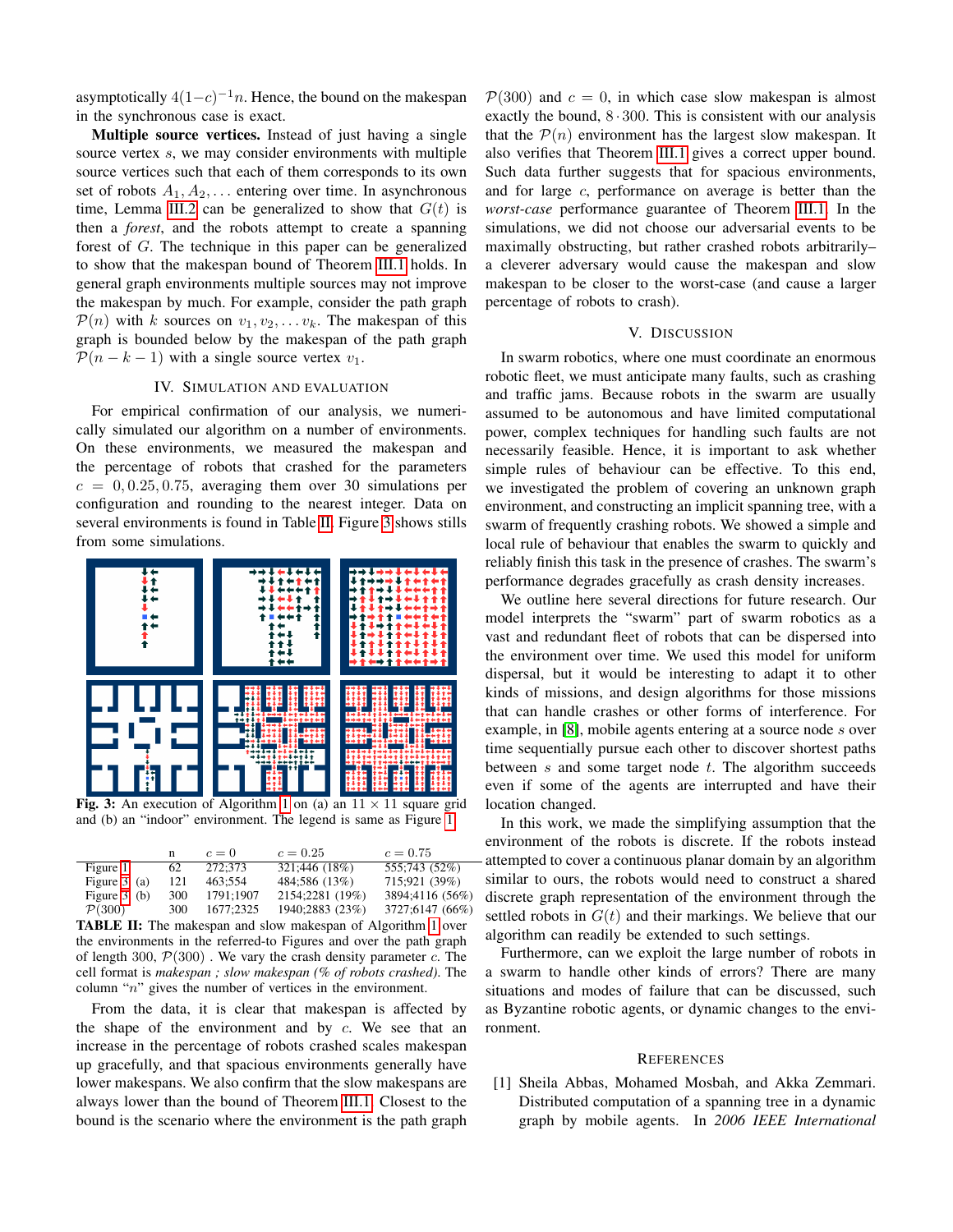asymptotically $4(1-c)^{-1}n$. Hence, the bound on the makespan in the synchronous case is exact.

**Multiple source vertices.** Instead of just having a single source vertex $s$, we may consider environments with multiple source vertices such that each of them corresponds to its own set of robots $A_1, A_2, \ldots$ entering over time. In asynchronous time, Lemma III.2 can be generalized to show that $G(t)$ is then a *forest*, and the robots attempt to create a spanning forest of $G$. The technique in this paper can be generalized to show that the makespan bound of Theorem III.1 holds. In general graph environments multiple sources may not improve the makespan by much. For example, consider the path graph $\mathcal{P}(n)$ with $k$ sources on $v_1, v_2, \ldots v_k$. The makespan of this graph is bounded below by the makespan of the path graph $\mathcal{P}(n-k-1)$ with a single source vertex $v_1$.

## IV. Simulation and Evaluation

For empirical confirmation of our analysis, we numerically simulated our algorithm on a number of environments. On these environments, we measured the makespan and the percentage of robots that crashed for the parameters $c = 0, 0.25, 0.75$, averaging them over 30 simulations per configuration and rounding to the nearest integer. Data on several environments is found in Table II. Figure 3 shows stills from some simulations.

**Fig. 3:** An execution of Algorithm 1 on (a) an $11 \times 11$ square grid and (b) an "indoor" environment. The legend is same as Figure 1.

| | n | $c = 0$ | $c = 0.25$ | $c = 0.75$ |
|---|---|---|---|---|
| Figure 1 | 62 | 272;373 | 321;446 (18%) | 555;743 (52%) |
| Figure 3 (a) | 121 | 463;554 | 484;586 (13%) | 715;921 (39%) |
| Figure 3 (b) | 300 | 1791;1907 | 2154;2281 (19%) | 3894;4116 (56%) |
| $\mathcal{P}(300)$ | 300 | 1677;2325 | 1940;2883 (23%) | 3727;6147 (66%) |

**TABLE II:** The makespan and slow makespan of Algorithm 1 over the environments in the referred-to Figures and over the path graph of length 300, $\mathcal{P}(300)$ . We vary the crash density parameter $c$. The cell format is *makespan ; slow makespan (% of robots crashed)*. The column "$n$" gives the number of vertices in the environment.

From the data, it is clear that makespan is affected by the shape of the environment and by $c$. We see that an increase in the percentage of robots crashed scales makespan up gracefully, and that spacious environments generally have lower makespans. We also confirm that the slow makespans are always lower than the bound of Theorem III.1. Closest to the bound is the scenario where the environment is the path graph $\mathcal{P}(300)$ and $c = 0$, in which case slow makespan is almost exactly the bound, $8 \cdot 300$. This is consistent with our analysis that the $\mathcal{P}(n)$ environment has the largest slow makespan. It also verifies that Theorem III.1 gives a correct upper bound. Such data further suggests that for spacious environments, and for large $c$, performance on average is better than the *worst-case* performance guarantee of Theorem III.1. In the simulations, we did not choose our adversarial events to be maximally obstructing, but rather crashed robots arbitrarily– a cleverer adversary would cause the makespan and slow makespan to be closer to the worst-case (and cause a larger percentage of robots to crash).

## V. Discussion

In swarm robotics, where one must coordinate an enormous robotic fleet, we must anticipate many faults, such as crashing and traffic jams. Because robots in the swarm are usually assumed to be autonomous and have limited computational power, complex techniques for handling such faults are not necessarily feasible. Hence, it is important to ask whether simple rules of behaviour can be effective. To this end, we investigated the problem of covering an unknown graph environment, and constructing an implicit spanning tree, with a swarm of frequently crashing robots. We showed a simple and local rule of behaviour that enables the swarm to quickly and reliably finish this task in the presence of crashes. The swarm's performance degrades gracefully as crash density increases.

We outline here several directions for future research. Our model interprets the "swarm" part of swarm robotics as a vast and redundant fleet of robots that can be dispersed into the environment over time. We used this model for uniform dispersal, but it would be interesting to adapt it to other kinds of missions, and design algorithms for those missions that can handle crashes or other forms of interference. For example, in [8], mobile agents entering at a source node $s$ over time sequentially pursue each other to discover shortest paths between $s$ and some target node $t$. The algorithm succeeds even if some of the agents are interrupted and have their location changed.

In this work, we made the simplifying assumption that the environment of the robots is discrete. If the robots instead attempted to cover a continuous planar domain by an algorithm similar to ours, the robots would need to construct a shared discrete graph representation of the environment through the settled robots in $G(t)$ and their markings. We believe that our algorithm can readily be extended to such settings.

Furthermore, can we exploit the large number of robots in a swarm to handle other kinds of errors? There are many situations and modes of failure that can be discussed, such as Byzantine robotic agents, or dynamic changes to the environment.

## References

[1] Sheila Abbas, Mohamed Mosbah, and Akka Zemmari. Distributed computation of a spanning tree in a dynamic graph by mobile agents. In *2006 IEEE International*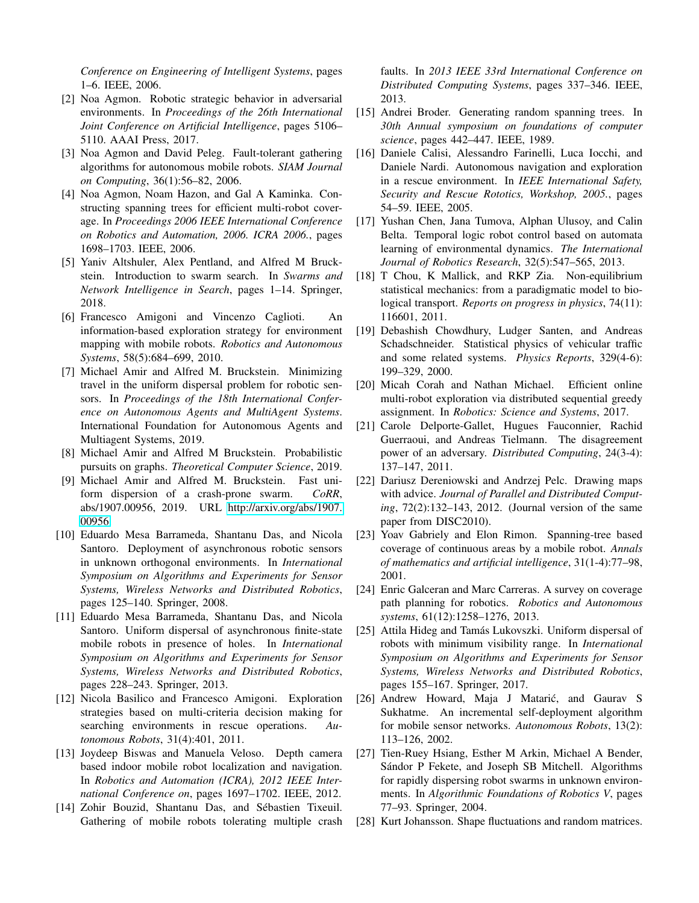*Conference on Engineering of Intelligent Systems*, pages 1–6. IEEE, 2006.

[2] Noa Agmon. Robotic strategic behavior in adversarial environments. In *Proceedings of the 26th International Joint Conference on Artificial Intelligence*, pages 5106–5110. AAAI Press, 2017.

[3] Noa Agmon and David Peleg. Fault-tolerant gathering algorithms for autonomous mobile robots. *SIAM Journal on Computing*, 36(1):56–82, 2006.

[4] Noa Agmon, Noam Hazon, and Gal A Kaminka. Constructing spanning trees for efficient multi-robot coverage. In *Proceedings 2006 IEEE International Conference on Robotics and Automation, 2006. ICRA 2006.*, pages 1698–1703. IEEE, 2006.

[5] Yaniv Altshuler, Alex Pentland, and Alfred M Bruckstein. Introduction to swarm search. In *Swarms and Network Intelligence in Search*, pages 1–14. Springer, 2018.

[6] Francesco Amigoni and Vincenzo Caglioti. An information-based exploration strategy for environment mapping with mobile robots. *Robotics and Autonomous Systems*, 58(5):684–699, 2010.

[7] Michael Amir and Alfred M. Bruckstein. Minimizing travel in the uniform dispersal problem for robotic sensors. In *Proceedings of the 18th International Conference on Autonomous Agents and MultiAgent Systems*. International Foundation for Autonomous Agents and Multiagent Systems, 2019.

[8] Michael Amir and Alfred M Bruckstein. Probabilistic pursuits on graphs. *Theoretical Computer Science*, 2019.

[9] Michael Amir and Alfred M. Bruckstein. Fast uniform dispersion of a crash-prone swarm. *CoRR*, abs/1907.00956, 2019. URL http://arxiv.org/abs/1907.00956.

[10] Eduardo Mesa Barrameda, Shantanu Das, and Nicola Santoro. Deployment of asynchronous robotic sensors in unknown orthogonal environments. In *International Symposium on Algorithms and Experiments for Sensor Systems, Wireless Networks and Distributed Robotics*, pages 125–140. Springer, 2008.

[11] Eduardo Mesa Barrameda, Shantanu Das, and Nicola Santoro. Uniform dispersal of asynchronous finite-state mobile robots in presence of holes. In *International Symposium on Algorithms and Experiments for Sensor Systems, Wireless Networks and Distributed Robotics*, pages 228–243. Springer, 2013.

[12] Nicola Basilico and Francesco Amigoni. Exploration strategies based on multi-criteria decision making for searching environments in rescue operations. *Autonomous Robots*, 31(4):401, 2011.

[13] Joydeep Biswas and Manuela Veloso. Depth camera based indoor mobile robot localization and navigation. In *Robotics and Automation (ICRA), 2012 IEEE International Conference on*, pages 1697–1702. IEEE, 2012.

[14] Zohir Bouzid, Shantanu Das, and Sébastien Tixeuil. Gathering of mobile robots tolerating multiple crash faults. In *2013 IEEE 33rd International Conference on Distributed Computing Systems*, pages 337–346. IEEE, 2013.

[15] Andrei Broder. Generating random spanning trees. In *30th Annual symposium on foundations of computer science*, pages 442–447. IEEE, 1989.

[16] Daniele Calisi, Alessandro Farinelli, Luca Iocchi, and Daniele Nardi. Autonomous navigation and exploration in a rescue environment. In *IEEE International Safety, Security and Rescue Rototics, Workshop, 2005.*, pages 54–59. IEEE, 2005.

[17] Yushan Chen, Jana Tumova, Alphan Ulusoy, and Calin Belta. Temporal logic robot control based on automata learning of environmental dynamics. *The International Journal of Robotics Research*, 32(5):547–565, 2013.

[18] T Chou, K Mallick, and RKP Zia. Non-equilibrium statistical mechanics: from a paradigmatic model to biological transport. *Reports on progress in physics*, 74(11): 116601, 2011.

[19] Debashish Chowdhury, Ludger Santen, and Andreas Schadschneider. Statistical physics of vehicular traffic and some related systems. *Physics Reports*, 329(4-6): 199–329, 2000.

[20] Micah Corah and Nathan Michael. Efficient online multi-robot exploration via distributed sequential greedy assignment. In *Robotics: Science and Systems*, 2017.

[21] Carole Delporte-Gallet, Hugues Fauconnier, Rachid Guerraoui, and Andreas Tielmann. The disagreement power of an adversary. *Distributed Computing*, 24(3-4): 137–147, 2011.

[22] Dariusz Dereniowski and Andrzej Pelc. Drawing maps with advice. *Journal of Parallel and Distributed Computing*, 72(2):132–143, 2012. (Journal version of the same paper from DISC2010).

[23] Yoav Gabriely and Elon Rimon. Spanning-tree based coverage of continuous areas by a mobile robot. *Annals of mathematics and artificial intelligence*, 31(1-4):77–98, 2001.

[24] Enric Galceran and Marc Carreras. A survey on coverage path planning for robotics. *Robotics and Autonomous systems*, 61(12):1258–1276, 2013.

[25] Attila Hideg and Tamás Lukovszki. Uniform dispersal of robots with minimum visibility range. In *International Symposium on Algorithms and Experiments for Sensor Systems, Wireless Networks and Distributed Robotics*, pages 155–167. Springer, 2017.

[26] Andrew Howard, Maja J Matarić, and Gaurav S Sukhatme. An incremental self-deployment algorithm for mobile sensor networks. *Autonomous Robots*, 13(2): 113–126, 2002.

[27] Tien-Ruey Hsiang, Esther M Arkin, Michael A Bender, Sándor P Fekete, and Joseph SB Mitchell. Algorithms for rapidly dispersing robot swarms in unknown environments. In *Algorithmic Foundations of Robotics V*, pages 77–93. Springer, 2004.

[28] Kurt Johansson. Shape fluctuations and random matrices.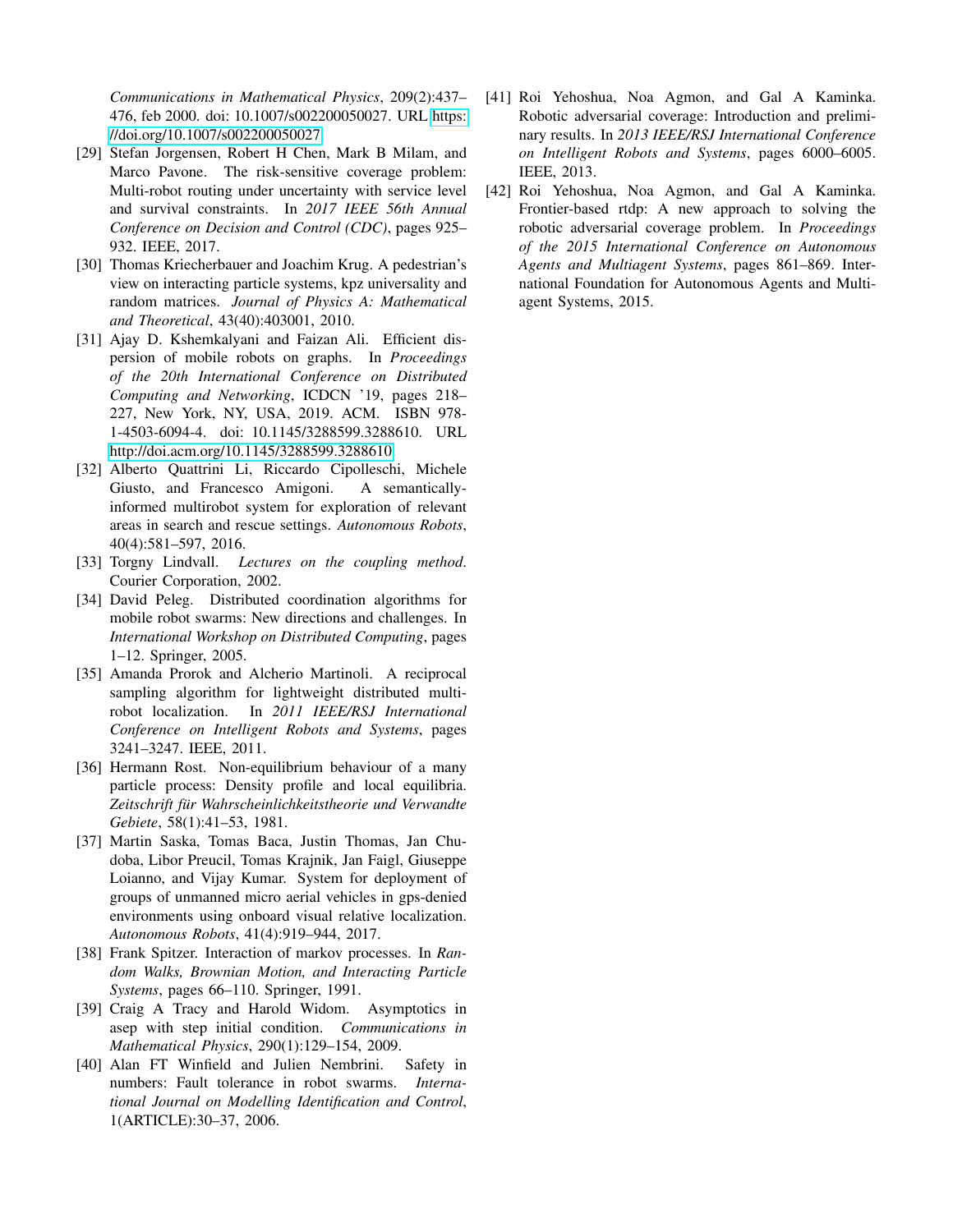*Communications in Mathematical Physics*, 209(2):437–476, feb 2000. doi: 10.1007/s002200050027. URL https://doi.org/10.1007/s002200050027.

[29] Stefan Jorgensen, Robert H Chen, Mark B Milam, and Marco Pavone. The risk-sensitive coverage problem: Multi-robot routing under uncertainty with service level and survival constraints. In *2017 IEEE 56th Annual Conference on Decision and Control (CDC)*, pages 925–932. IEEE, 2017.

[30] Thomas Kriecherbauer and Joachim Krug. A pedestrian's view on interacting particle systems, kpz universality and random matrices. *Journal of Physics A: Mathematical and Theoretical*, 43(40):403001, 2010.

[31] Ajay D. Kshemkalyani and Faizan Ali. Efficient dispersion of mobile robots on graphs. In *Proceedings of the 20th International Conference on Distributed Computing and Networking*, ICDCN '19, pages 218–227, New York, NY, USA, 2019. ACM. ISBN 978-1-4503-6094-4. doi: 10.1145/3288599.3288610. URL http://doi.acm.org/10.1145/3288599.3288610.

[32] Alberto Quattrini Li, Riccardo Cipolleschi, Michele Giusto, and Francesco Amigoni. A semantically-informed multirobot system for exploration of relevant areas in search and rescue settings. *Autonomous Robots*, 40(4):581–597, 2016.

[33] Torgny Lindvall. *Lectures on the coupling method*. Courier Corporation, 2002.

[34] David Peleg. Distributed coordination algorithms for mobile robot swarms: New directions and challenges. In *International Workshop on Distributed Computing*, pages 1–12. Springer, 2005.

[35] Amanda Prorok and Alcherio Martinoli. A reciprocal sampling algorithm for lightweight distributed multi-robot localization. In *2011 IEEE/RSJ International Conference on Intelligent Robots and Systems*, pages 3241–3247. IEEE, 2011.

[36] Hermann Rost. Non-equilibrium behaviour of a many particle process: Density profile and local equilibria. *Zeitschrift für Wahrscheinlichkeitstheorie und Verwandte Gebiete*, 58(1):41–53, 1981.

[37] Martin Saska, Tomas Baca, Justin Thomas, Jan Chudoba, Libor Preucil, Tomas Krajnik, Jan Faigl, Giuseppe Loianno, and Vijay Kumar. System for deployment of groups of unmanned micro aerial vehicles in gps-denied environments using onboard visual relative localization. *Autonomous Robots*, 41(4):919–944, 2017.

[38] Frank Spitzer. Interaction of markov processes. In *Random Walks, Brownian Motion, and Interacting Particle Systems*, pages 66–110. Springer, 1991.

[39] Craig A Tracy and Harold Widom. Asymptotics in asep with step initial condition. *Communications in Mathematical Physics*, 290(1):129–154, 2009.

[40] Alan FT Winfield and Julien Nembrini. Safety in numbers: Fault tolerance in robot swarms. *International Journal on Modelling Identification and Control*, 1(ARTICLE):30–37, 2006.

[41] Roi Yehoshua, Noa Agmon, and Gal A Kaminka. Robotic adversarial coverage: Introduction and preliminary results. In *2013 IEEE/RSJ International Conference on Intelligent Robots and Systems*, pages 6000–6005. IEEE, 2013.

[42] Roi Yehoshua, Noa Agmon, and Gal A Kaminka. Frontier-based rtdp: A new approach to solving the robotic adversarial coverage problem. In *Proceedings of the 2015 International Conference on Autonomous Agents and Multiagent Systems*, pages 861–869. International Foundation for Autonomous Agents and Multiagent Systems, 2015.